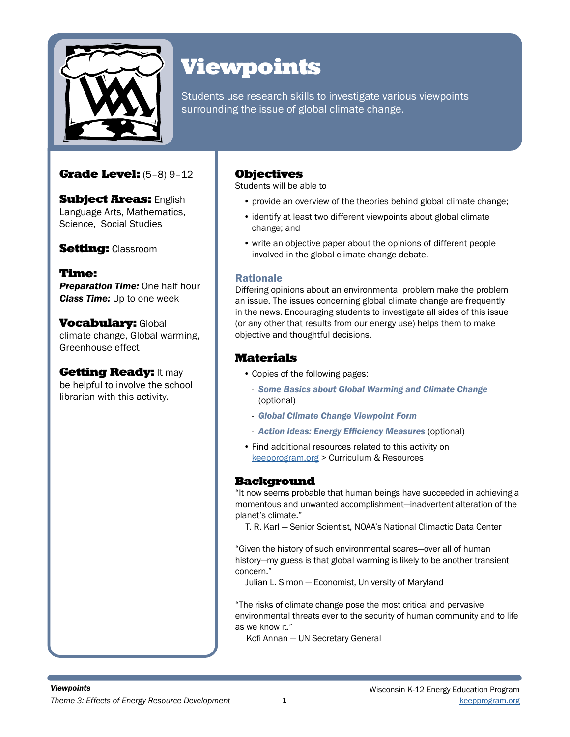# Viewpoints

Students use research skills to investigate various viewpoints surrounding the issue of global climate change.

**Grade Level:** (5–8) 9–12

**Subject Areas:** English Language Arts, Mathematics, Science, Social Studies

**Setting:** Classroom

**Time:**
***Preparation Time:*** One half hour
***Class Time:*** Up to one week

**Vocabulary:** Global climate change, Global warming, Greenhouse effect

**Getting Ready:** It may be helpful to involve the school librarian with this activity.

## Objectives

Students will be able to

- provide an overview of the theories behind global climate change;
- identify at least two different viewpoints about global climate change; and
- write an objective paper about the opinions of different people involved in the global climate change debate.

### Rationale

Differing opinions about an environmental problem make the problem an issue. The issues concerning global climate change are frequently in the news. Encouraging students to investigate all sides of this issue (or any other that results from our energy use) helps them to make objective and thoughtful decisions.

## Materials

- Copies of the following pages:
  - ***Some Basics about Global Warming and Climate Change*** (optional)
  - ***Global Climate Change Viewpoint Form***
  - ***Action Ideas: Energy Efficiency Measures*** (optional)
- Find additional resources related to this activity on keepprogram.org > Curriculum & Resources

## Background

"It now seems probable that human beings have succeeded in achieving a momentous and unwanted accomplishment—inadvertent alteration of the planet's climate."
T. R. Karl — Senior Scientist, NOAA's National Climactic Data Center

"Given the history of such environmental scares—over all of human history—my guess is that global warming is likely to be another transient concern."
Julian L. Simon — Economist, University of Maryland

"The risks of climate change pose the most critical and pervasive environmental threats ever to the security of human community and to life as we know it."
Kofi Annan — UN Secretary General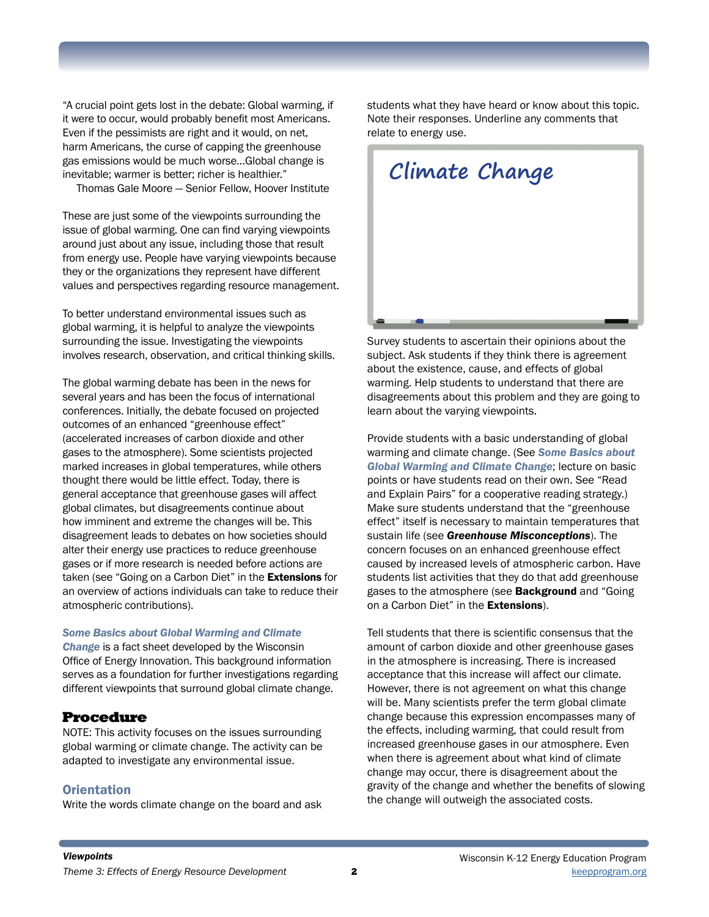"A crucial point gets lost in the debate: Global warming, if it were to occur, would probably benefit most Americans. Even if the pessimists are right and it would, on net, harm Americans, the curse of capping the greenhouse gas emissions would be much worse...Global change is inevitable; warmer is better; richer is healthier."

Thomas Gale Moore — Senior Fellow, Hoover Institute

These are just some of the viewpoints surrounding the issue of global warming. One can find varying viewpoints around just about any issue, including those that result from energy use. People have varying viewpoints because they or the organizations they represent have different values and perspectives regarding resource management.

To better understand environmental issues such as global warming, it is helpful to analyze the viewpoints surrounding the issue. Investigating the viewpoints involves research, observation, and critical thinking skills.

The global warming debate has been in the news for several years and has been the focus of international conferences. Initially, the debate focused on projected outcomes of an enhanced "greenhouse effect" (accelerated increases of carbon dioxide and other gases to the atmosphere). Some scientists projected marked increases in global temperatures, while others thought there would be little effect. Today, there is general acceptance that greenhouse gases will affect global climates, but disagreements continue about how imminent and extreme the changes will be. This disagreement leads to debates on how societies should alter their energy use practices to reduce greenhouse gases or if more research is needed before actions are taken (see "Going on a Carbon Diet" in the **Extensions** for an overview of actions individuals can take to reduce their atmospheric contributions).

***Some Basics about Global Warming and Climate Change*** is a fact sheet developed by the Wisconsin Office of Energy Innovation. This background information serves as a foundation for further investigations regarding different viewpoints that surround global climate change.

## Procedure

NOTE: This activity focuses on the issues surrounding global warming or climate change. The activity can be adapted to investigate any environmental issue.

### Orientation

Write the words climate change on the board and ask students what they have heard or know about this topic. Note their responses. Underline any comments that relate to energy use.

Climate Change

Survey students to ascertain their opinions about the subject. Ask students if they think there is agreement about the existence, cause, and effects of global warming. Help students to understand that there are disagreements about this problem and they are going to learn about the varying viewpoints.

Provide students with a basic understanding of global warming and climate change. (See ***Some Basics about Global Warming and Climate Change***; lecture on basic points or have students read on their own. See "Read and Explain Pairs" for a cooperative reading strategy.) Make sure students understand that the "greenhouse effect" itself is necessary to maintain temperatures that sustain life (see ***Greenhouse Misconceptions***). The concern focuses on an enhanced greenhouse effect caused by increased levels of atmospheric carbon. Have students list activities that they do that add greenhouse gases to the atmosphere (see **Background** and "Going on a Carbon Diet" in the **Extensions**).

Tell students that there is scientific consensus that the amount of carbon dioxide and other greenhouse gases in the atmosphere is increasing. There is increased acceptance that this increase will affect our climate. However, there is not agreement on what this change will be. Many scientists prefer the term global climate change because this expression encompasses many of the effects, including warming, that could result from increased greenhouse gases in our atmosphere. Even when there is agreement about what kind of climate change may occur, there is disagreement about the gravity of the change and whether the benefits of slowing the change will outweigh the associated costs.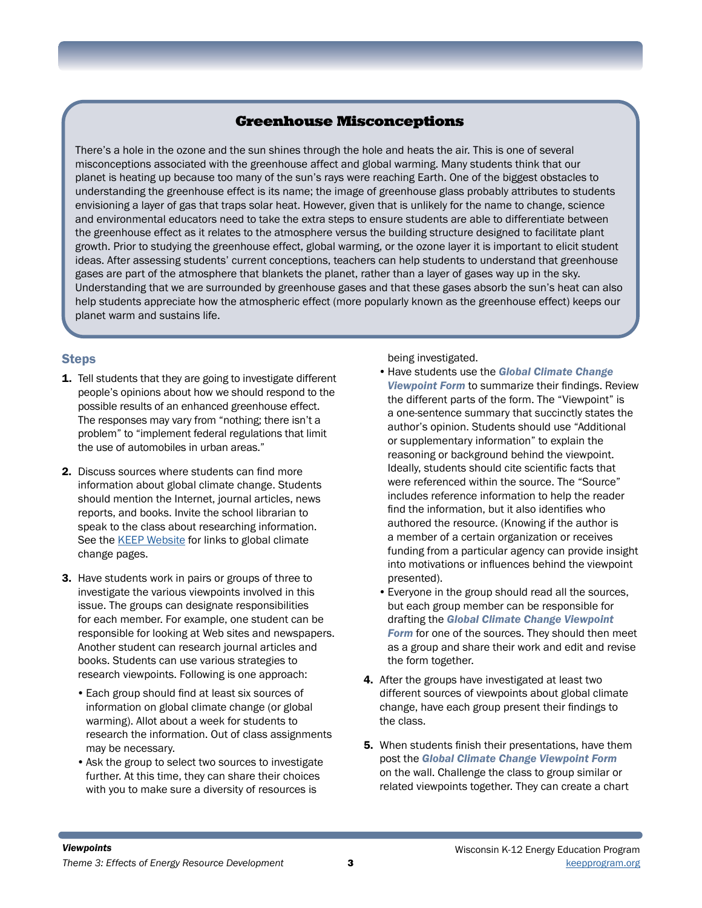## Greenhouse Misconceptions

There's a hole in the ozone and the sun shines through the hole and heats the air. This is one of several misconceptions associated with the greenhouse affect and global warming. Many students think that our planet is heating up because too many of the sun's rays were reaching Earth. One of the biggest obstacles to understanding the greenhouse effect is its name; the image of greenhouse glass probably attributes to students envisioning a layer of gas that traps solar heat. However, given that is unlikely for the name to change, science and environmental educators need to take the extra steps to ensure students are able to differentiate between the greenhouse effect as it relates to the atmosphere versus the building structure designed to facilitate plant growth. Prior to studying the greenhouse effect, global warming, or the ozone layer it is important to elicit student ideas. After assessing students' current conceptions, teachers can help students to understand that greenhouse gases are part of the atmosphere that blankets the planet, rather than a layer of gases way up in the sky. Understanding that we are surrounded by greenhouse gases and that these gases absorb the sun's heat can also help students appreciate how the atmospheric effect (more popularly known as the greenhouse effect) keeps our planet warm and sustains life.

### Steps

1. Tell students that they are going to investigate different people's opinions about how we should respond to the possible results of an enhanced greenhouse effect. The responses may vary from "nothing; there isn't a problem" to "implement federal regulations that limit the use of automobiles in urban areas."

2. Discuss sources where students can find more information about global climate change. Students should mention the Internet, journal articles, news reports, and books. Invite the school librarian to speak to the class about researching information. See the KEEP Website for links to global climate change pages.

3. Have students work in pairs or groups of three to investigate the various viewpoints involved in this issue. The groups can designate responsibilities for each member. For example, one student can be responsible for looking at Web sites and newspapers. Another student can research journal articles and books. Students can use various strategies to research viewpoints. Following is one approach:
   - Each group should find at least six sources of information on global climate change (or global warming). Allot about a week for students to research the information. Out of class assignments may be necessary.
   - Ask the group to select two sources to investigate further. At this time, they can share their choices with you to make sure a diversity of resources is being investigated.
   - Have students use the ***Global Climate Change Viewpoint Form*** to summarize their findings. Review the different parts of the form. The "Viewpoint" is a one-sentence summary that succinctly states the author's opinion. Students should use "Additional or supplementary information" to explain the reasoning or background behind the viewpoint. Ideally, students should cite scientific facts that were referenced within the source. The "Source" includes reference information to help the reader find the information, but it also identifies who authored the resource. (Knowing if the author is a member of a certain organization or receives funding from a particular agency can provide insight into motivations or influences behind the viewpoint presented).
   - Everyone in the group should read all the sources, but each group member can be responsible for drafting the ***Global Climate Change Viewpoint Form*** for one of the sources. They should then meet as a group and share their work and edit and revise the form together.

4. After the groups have investigated at least two different sources of viewpoints about global climate change, have each group present their findings to the class.

5. When students finish their presentations, have them post the ***Global Climate Change Viewpoint Form*** on the wall. Challenge the class to group similar or related viewpoints together. They can create a chart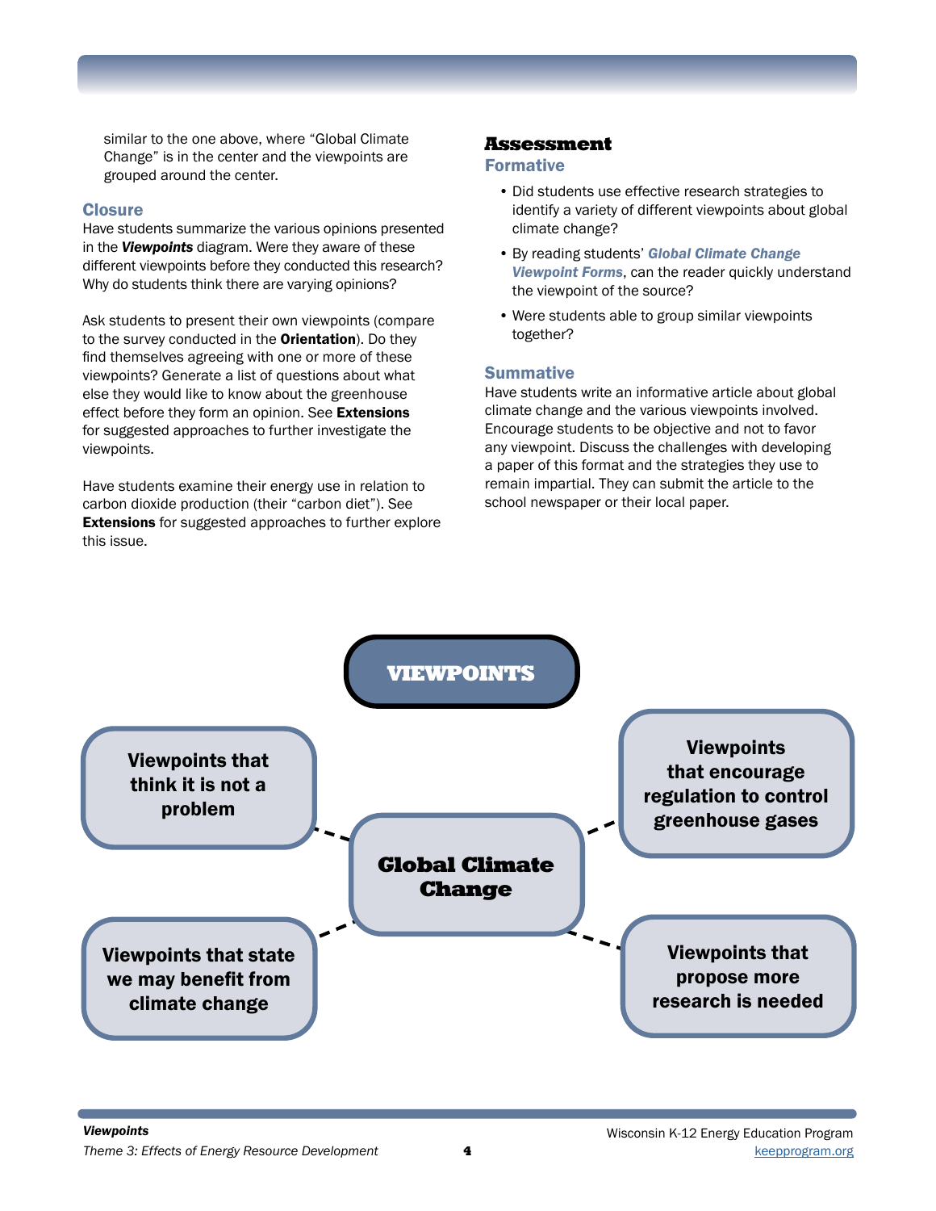similar to the one above, where "Global Climate Change" is in the center and the viewpoints are grouped around the center.

### Closure

Have students summarize the various opinions presented in the ***Viewpoints*** diagram. Were they aware of these different viewpoints before they conducted this research? Why do students think there are varying opinions?

Ask students to present their own viewpoints (compare to the survey conducted in the **Orientation**). Do they find themselves agreeing with one or more of these viewpoints? Generate a list of questions about what else they would like to know about the greenhouse effect before they form an opinion. See **Extensions** for suggested approaches to further investigate the viewpoints.

Have students examine their energy use in relation to carbon dioxide production (their "carbon diet"). See **Extensions** for suggested approaches to further explore this issue.

## Assessment

### Formative

- Did students use effective research strategies to identify a variety of different viewpoints about global climate change?
- By reading students' ***Global Climate Change Viewpoint Forms***, can the reader quickly understand the viewpoint of the source?
- Were students able to group similar viewpoints together?

### Summative

Have students write an informative article about global climate change and the various viewpoints involved. Encourage students to be objective and not to favor any viewpoint. Discuss the challenges with developing a paper of this format and the strategies they use to remain impartial. They can submit the article to the school newspaper or their local paper.

**VIEWPOINTS**

**Global Climate Change**

- **Viewpoints that think it is not a problem**
- **Viewpoints that encourage regulation to control greenhouse gases**
- **Viewpoints that state we may benefit from climate change**
- **Viewpoints that propose more research is needed**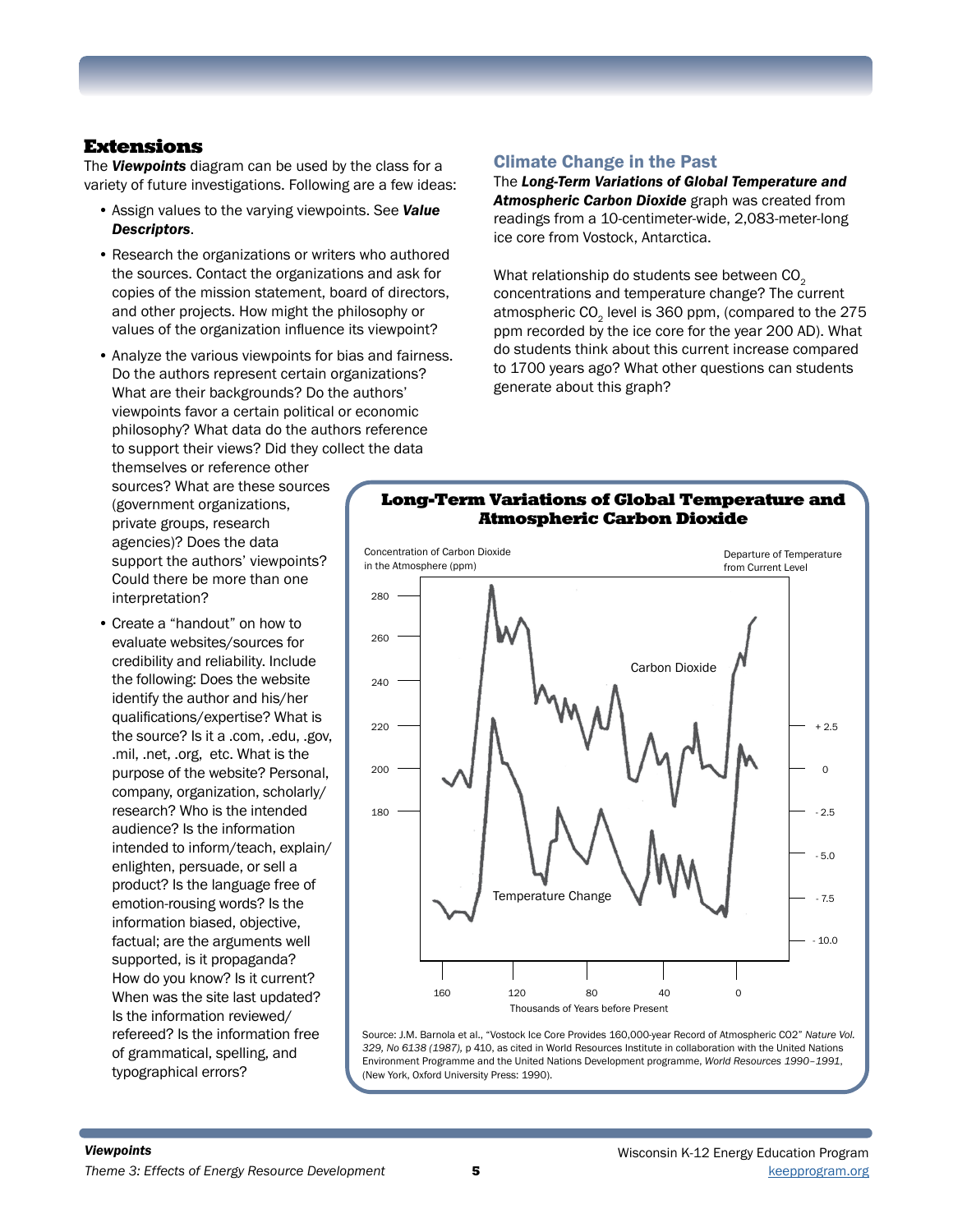## Extensions

The ***Viewpoints*** diagram can be used by the class for a variety of future investigations. Following are a few ideas:

- Assign values to the varying viewpoints. See ***Value Descriptors***.
- Research the organizations or writers who authored the sources. Contact the organizations and ask for copies of the mission statement, board of directors, and other projects. How might the philosophy or values of the organization influence its viewpoint?
- Analyze the various viewpoints for bias and fairness. Do the authors represent certain organizations? What are their backgrounds? Do the authors' viewpoints favor a certain political or economic philosophy? What data do the authors reference to support their views? Did they collect the data themselves or reference other sources? What are these sources (government organizations, private groups, research agencies)? Does the data support the authors' viewpoints? Could there be more than one interpretation?
- Create a "handout" on how to evaluate websites/sources for credibility and reliability. Include the following: Does the website identify the author and his/her qualifications/expertise? What is the source? Is it a .com, .edu, .gov, .mil, .net, .org, etc. What is the purpose of the website? Personal, company, organization, scholarly/research? Who is the intended audience? Is the information intended to inform/teach, explain/enlighten, persuade, or sell a product? Is the language free of emotion-rousing words? Is the information biased, objective, factual; are the arguments well supported, is it propaganda? How do you know? Is it current? When was the site last updated? Is the information reviewed/refereed? Is the information free of grammatical, spelling, and typographical errors?

### Climate Change in the Past

The ***Long-Term Variations of Global Temperature and Atmospheric Carbon Dioxide*** graph was created from readings from a 10-centimeter-wide, 2,083-meter-long ice core from Vostock, Antarctica.

What relationship do students see between $CO_2$ concentrations and temperature change? The current atmospheric $CO_2$ level is 360 ppm, (compared to the 275 ppm recorded by the ice core for the year 200 AD). What do students think about this current increase compared to 1700 years ago? What other questions can students generate about this graph?

**Long-Term Variations of Global Temperature and Atmospheric Carbon Dioxide**

Concentration of Carbon Dioxide in the Atmosphere (ppm) | Departure of Temperature from Current Level

Carbon Dioxide

Temperature Change

Thousands of Years before Present

Source: J.M. Barnola et al., "Vostock Ice Core Provides 160,000-year Record of Atmospheric CO2" *Nature Vol. 329, No 6138 (1987),* p 410, as cited in World Resources Institute in collaboration with the United Nations Environment Programme and the United Nations Development programme, *World Resources 1990–1991*, (New York, Oxford University Press: 1990).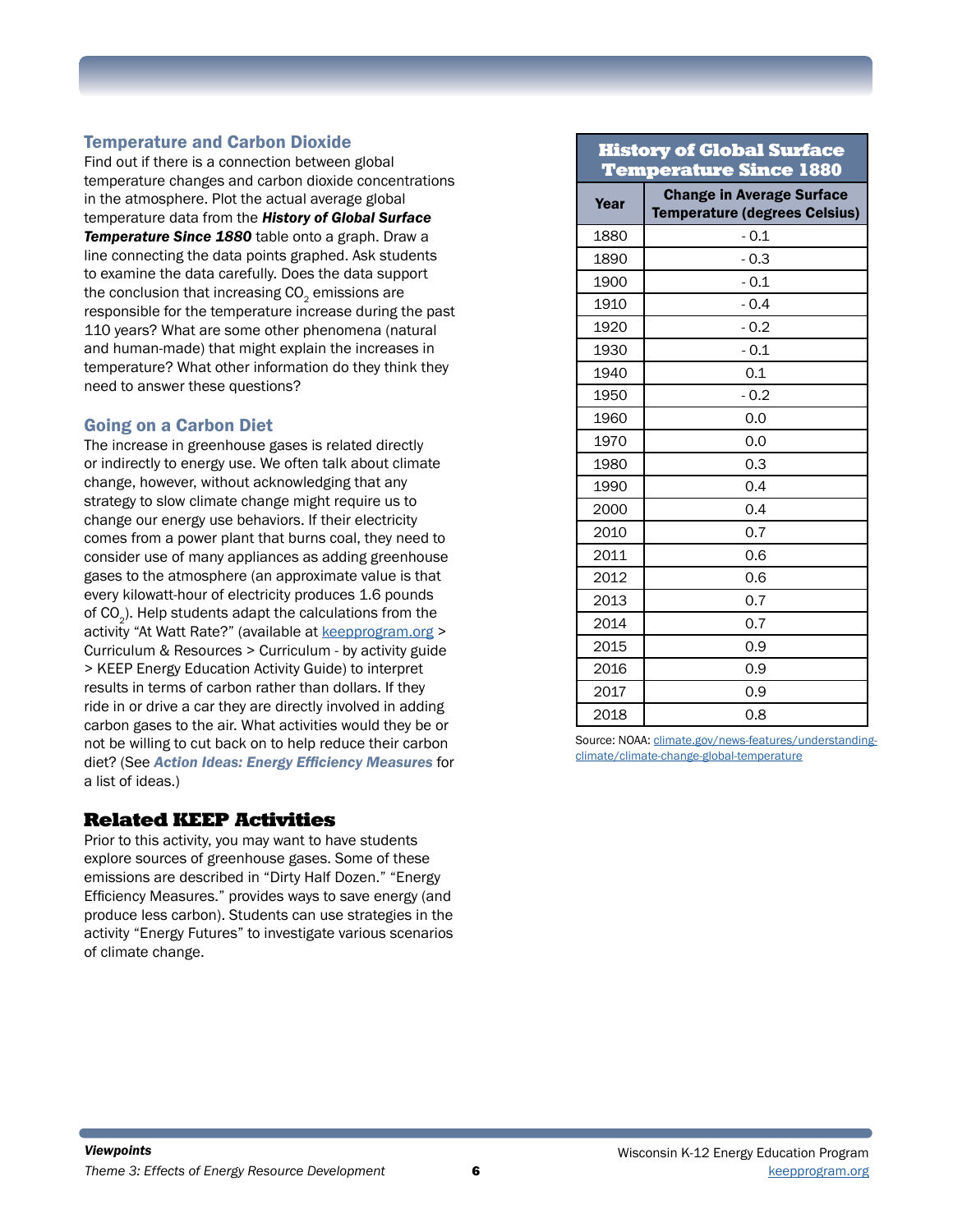### Temperature and Carbon Dioxide

Find out if there is a connection between global temperature changes and carbon dioxide concentrations in the atmosphere. Plot the actual average global temperature data from the ***History of Global Surface Temperature Since 1880*** table onto a graph. Draw a line connecting the data points graphed. Ask students to examine the data carefully. Does the data support the conclusion that increasing $CO_2$ emissions are responsible for the temperature increase during the past 110 years? What are some other phenomena (natural and human-made) that might explain the increases in temperature? What other information do they think they need to answer these questions?

### Going on a Carbon Diet

The increase in greenhouse gases is related directly or indirectly to energy use. We often talk about climate change, however, without acknowledging that any strategy to slow climate change might require us to change our energy use behaviors. If their electricity comes from a power plant that burns coal, they need to consider use of many appliances as adding greenhouse gases to the atmosphere (an approximate value is that every kilowatt-hour of electricity produces 1.6 pounds of $CO_2$). Help students adapt the calculations from the activity "At Watt Rate?" (available at keepprogram.org > Curriculum & Resources > Curriculum - by activity guide > KEEP Energy Education Activity Guide) to interpret results in terms of carbon rather than dollars. If they ride in or drive a car they are directly involved in adding carbon gases to the air. What activities would they be or not be willing to cut back on to help reduce their carbon diet? (See ***Action Ideas: Energy Efficiency Measures*** for a list of ideas.)

## Related KEEP Activities

Prior to this activity, you may want to have students explore sources of greenhouse gases. Some of these emissions are described in "Dirty Half Dozen." "Energy Efficiency Measures." provides ways to save energy (and produce less carbon). Students can use strategies in the activity "Energy Futures" to investigate various scenarios of climate change.

**History of Global Surface Temperature Since 1880**

| Year | Change in Average Surface Temperature (degrees Celsius) |
|---|---|
| 1880 | - 0.1 |
| 1890 | - 0.3 |
| 1900 | - 0.1 |
| 1910 | - 0.4 |
| 1920 | - 0.2 |
| 1930 | - 0.1 |
| 1940 | 0.1 |
| 1950 | - 0.2 |
| 1960 | 0.0 |
| 1970 | 0.0 |
| 1980 | 0.3 |
| 1990 | 0.4 |
| 2000 | 0.4 |
| 2010 | 0.7 |
| 2011 | 0.6 |
| 2012 | 0.6 |
| 2013 | 0.7 |
| 2014 | 0.7 |
| 2015 | 0.9 |
| 2016 | 0.9 |
| 2017 | 0.9 |
| 2018 | 0.8 |

Source: NOAA: climate.gov/news-features/understanding-climate/climate-change-global-temperature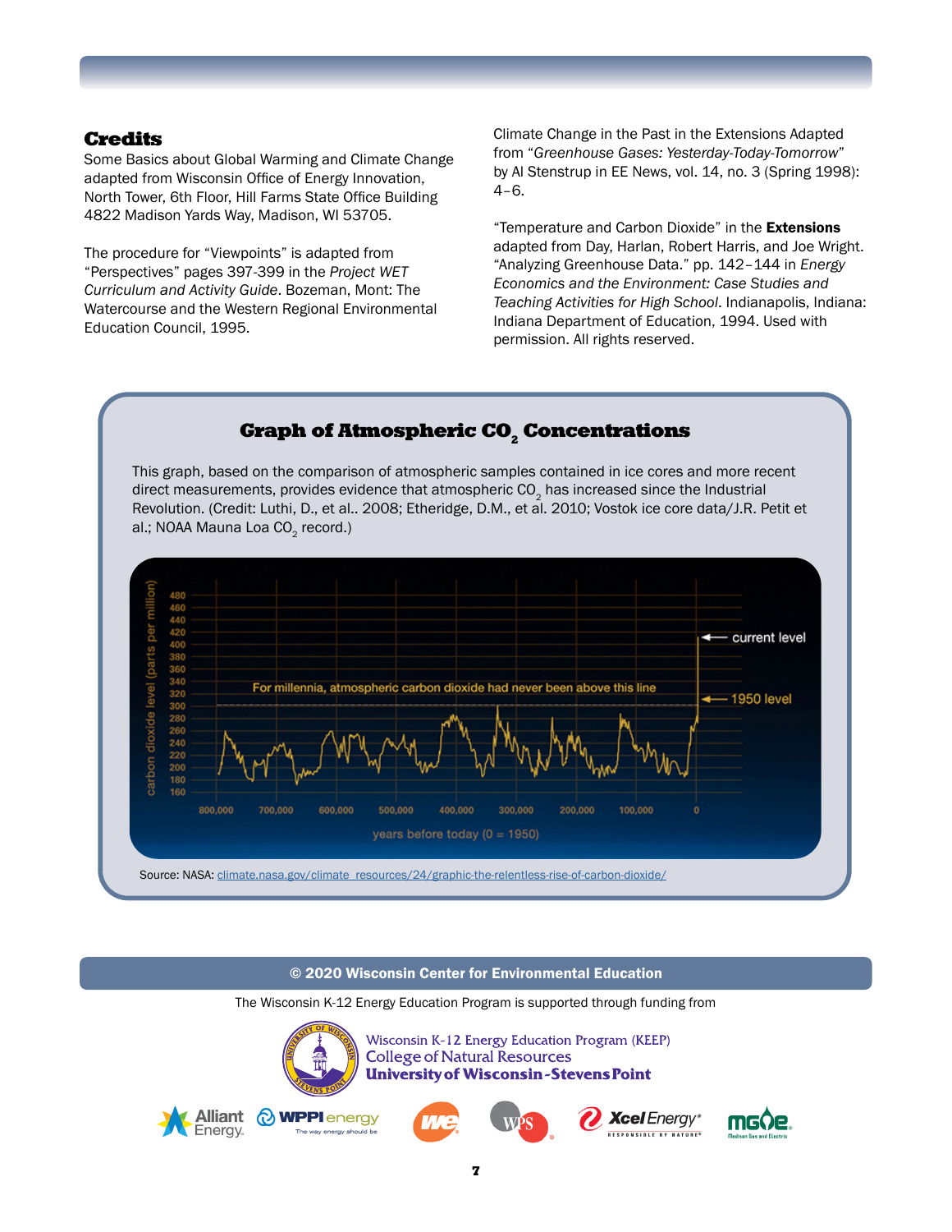## Credits

Some Basics about Global Warming and Climate Change adapted from Wisconsin Office of Energy Innovation, North Tower, 6th Floor, Hill Farms State Office Building 4822 Madison Yards Way, Madison, WI 53705.

The procedure for “Viewpoints” is adapted from “Perspectives” pages 397-399 in the *Project WET Curriculum and Activity Guide*. Bozeman, Mont: The Watercourse and the Western Regional Environmental Education Council, 1995.

Climate Change in the Past in the Extensions Adapted from “*Greenhouse Gases: Yesterday-Today-Tomorrow*” by Al Stenstrup in EE News, vol. 14, no. 3 (Spring 1998): 4–6.

“Temperature and Carbon Dioxide” in the **Extensions** adapted from Day, Harlan, Robert Harris, and Joe Wright. “Analyzing Greenhouse Data.” pp. 142–144 in *Energy Economics and the Environment: Case Studies and Teaching Activities for High School*. Indianapolis, Indiana: Indiana Department of Education, 1994. Used with permission. All rights reserved.

## Graph of Atmospheric $CO_2$ Concentrations

This graph, based on the comparison of atmospheric samples contained in ice cores and more recent direct measurements, provides evidence that atmospheric $CO_2$ has increased since the Industrial Revolution. (Credit: Luthi, D., et al.. 2008; Etheridge, D.M., et al. 2010; Vostok ice core data/J.R. Petit et al.; NOAA Mauna Loa $CO_2$ record.)

Source: NASA: climate.nasa.gov/climate_resources/24/graphic-the-relentless-rise-of-carbon-dioxide/

**© 2020 Wisconsin Center for Environmental Education**

The Wisconsin K-12 Energy Education Program is supported through funding from

Wisconsin K-12 Energy Education Program (KEEP)
College of Natural Resources
University of Wisconsin-Stevens Point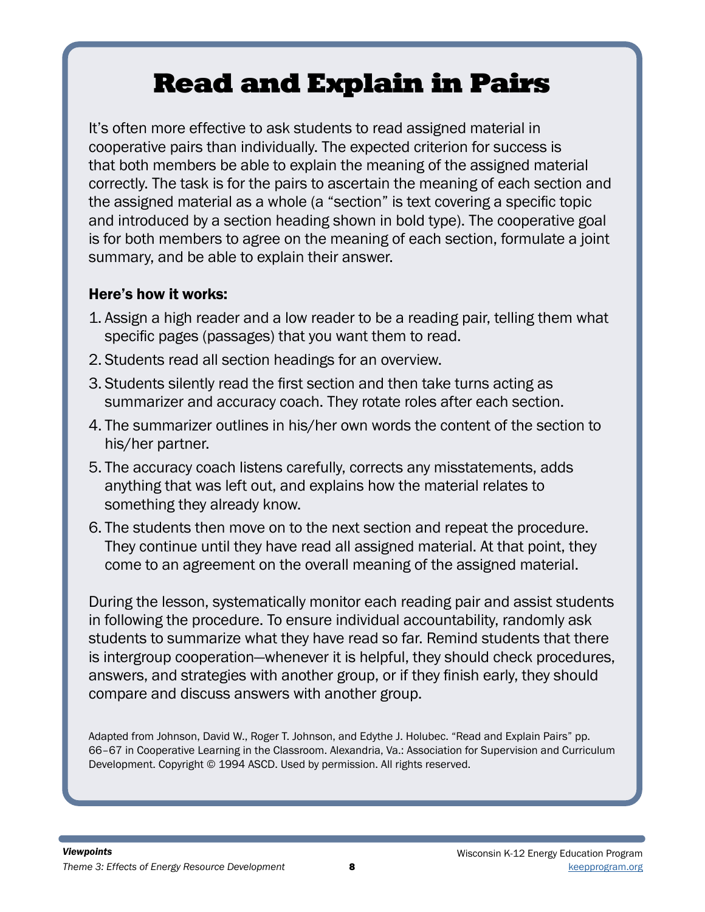# Read and Explain in Pairs

It's often more effective to ask students to read assigned material in cooperative pairs than individually. The expected criterion for success is that both members be able to explain the meaning of the assigned material correctly. The task is for the pairs to ascertain the meaning of each section and the assigned material as a whole (a "section" is text covering a specific topic and introduced by a section heading shown in bold type). The cooperative goal is for both members to agree on the meaning of each section, formulate a joint summary, and be able to explain their answer.

**Here's how it works:**

1. Assign a high reader and a low reader to be a reading pair, telling them what specific pages (passages) that you want them to read.
2. Students read all section headings for an overview.
3. Students silently read the first section and then take turns acting as summarizer and accuracy coach. They rotate roles after each section.
4. The summarizer outlines in his/her own words the content of the section to his/her partner.
5. The accuracy coach listens carefully, corrects any misstatements, adds anything that was left out, and explains how the material relates to something they already know.
6. The students then move on to the next section and repeat the procedure. They continue until they have read all assigned material. At that point, they come to an agreement on the overall meaning of the assigned material.

During the lesson, systematically monitor each reading pair and assist students in following the procedure. To ensure individual accountability, randomly ask students to summarize what they have read so far. Remind students that there is intergroup cooperation—whenever it is helpful, they should check procedures, answers, and strategies with another group, or if they finish early, they should compare and discuss answers with another group.

Adapted from Johnson, David W., Roger T. Johnson, and Edythe J. Holubec. "Read and Explain Pairs" pp. 66–67 in Cooperative Learning in the Classroom. Alexandria, Va.: Association for Supervision and Curriculum Development. Copyright © 1994 ASCD. Used by permission. All rights reserved.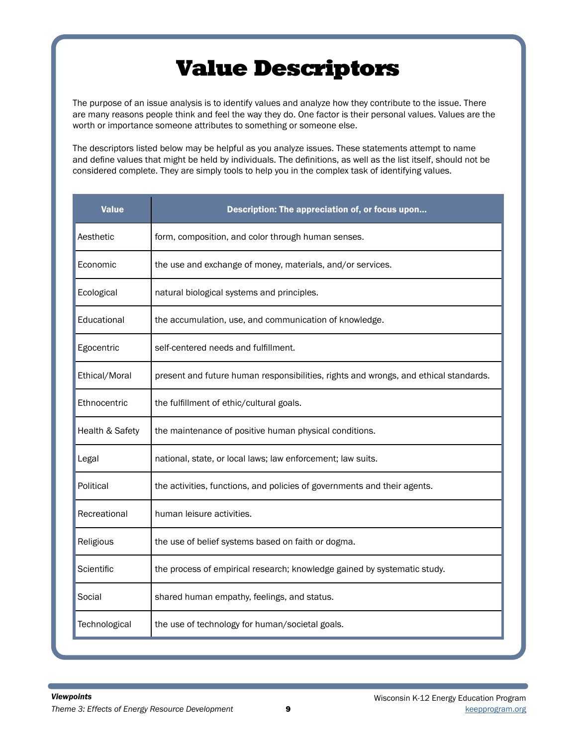# Value Descriptors

The purpose of an issue analysis is to identify values and analyze how they contribute to the issue. There are many reasons people think and feel the way they do. One factor is their personal values. Values are the worth or importance someone attributes to something or someone else.

The descriptors listed below may be helpful as you analyze issues. These statements attempt to name and define values that might be held by individuals. The definitions, as well as the list itself, should not be considered complete. They are simply tools to help you in the complex task of identifying values.

| Value | Description: The appreciation of, or focus upon... |
|---|---|
| Aesthetic | form, composition, and color through human senses. |
| Economic | the use and exchange of money, materials, and/or services. |
| Ecological | natural biological systems and principles. |
| Educational | the accumulation, use, and communication of knowledge. |
| Egocentric | self-centered needs and fulfillment. |
| Ethical/Moral | present and future human responsibilities, rights and wrongs, and ethical standards. |
| Ethnocentric | the fulfillment of ethic/cultural goals. |
| Health & Safety | the maintenance of positive human physical conditions. |
| Legal | national, state, or local laws; law enforcement; law suits. |
| Political | the activities, functions, and policies of governments and their agents. |
| Recreational | human leisure activities. |
| Religious | the use of belief systems based on faith or dogma. |
| Scientific | the process of empirical research; knowledge gained by systematic study. |
| Social | shared human empathy, feelings, and status. |
| Technological | the use of technology for human/societal goals. |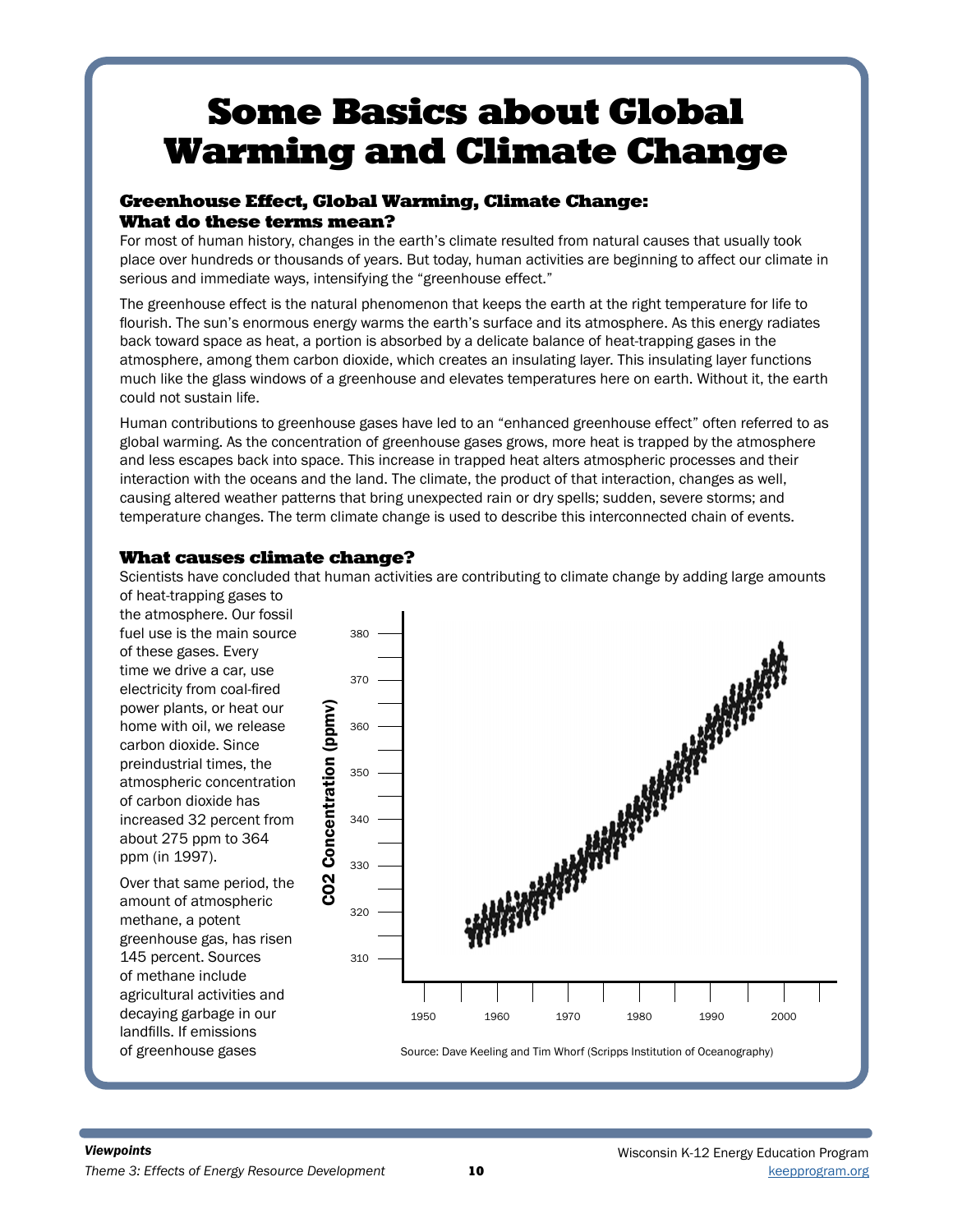# Some Basics about Global Warming and Climate Change

## Greenhouse Effect, Global Warming, Climate Change: What do these terms mean?

For most of human history, changes in the earth's climate resulted from natural causes that usually took place over hundreds or thousands of years. But today, human activities are beginning to affect our climate in serious and immediate ways, intensifying the "greenhouse effect."

The greenhouse effect is the natural phenomenon that keeps the earth at the right temperature for life to flourish. The sun's enormous energy warms the earth's surface and its atmosphere. As this energy radiates back toward space as heat, a portion is absorbed by a delicate balance of heat-trapping gases in the atmosphere, among them carbon dioxide, which creates an insulating layer. This insulating layer functions much like the glass windows of a greenhouse and elevates temperatures here on earth. Without it, the earth could not sustain life.

Human contributions to greenhouse gases have led to an "enhanced greenhouse effect" often referred to as global warming. As the concentration of greenhouse gases grows, more heat is trapped by the atmosphere and less escapes back into space. This increase in trapped heat alters atmospheric processes and their interaction with the oceans and the land. The climate, the product of that interaction, changes as well, causing altered weather patterns that bring unexpected rain or dry spells; sudden, severe storms; and temperature changes. The term climate change is used to describe this interconnected chain of events.

## What causes climate change?

Scientists have concluded that human activities are contributing to climate change by adding large amounts of heat-trapping gases to the atmosphere. Our fossil fuel use is the main source of these gases. Every time we drive a car, use electricity from coal-fired power plants, or heat our home with oil, we release carbon dioxide. Since preindustrial times, the atmospheric concentration of carbon dioxide has increased 32 percent from about 275 ppm to 364 ppm (in 1997).

Over that same period, the amount of atmospheric methane, a potent greenhouse gas, has risen 145 percent. Sources of methane include agricultural activities and decaying garbage in our landfills. If emissions of greenhouse gases

Source: Dave Keeling and Tim Whorf (Scripps Institution of Oceanography)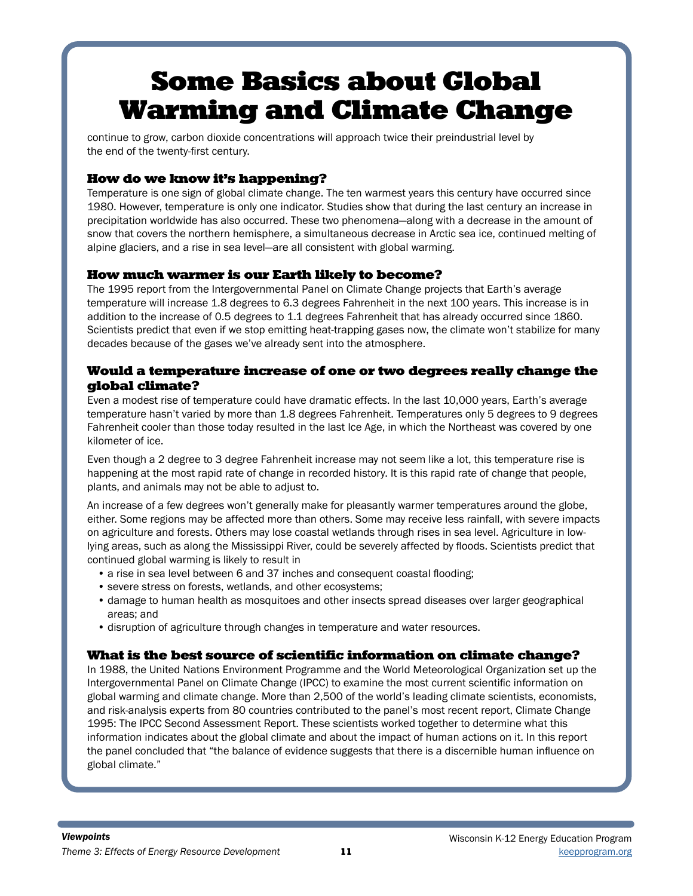# Some Basics about Global Warming and Climate Change

continue to grow, carbon dioxide concentrations will approach twice their preindustrial level by the end of the twenty-first century.

### How do we know it's happening?

Temperature is one sign of global climate change. The ten warmest years this century have occurred since 1980. However, temperature is only one indicator. Studies show that during the last century an increase in precipitation worldwide has also occurred. These two phenomena—along with a decrease in the amount of snow that covers the northern hemisphere, a simultaneous decrease in Arctic sea ice, continued melting of alpine glaciers, and a rise in sea level—are all consistent with global warming.

### How much warmer is our Earth likely to become?

The 1995 report from the Intergovernmental Panel on Climate Change projects that Earth's average temperature will increase 1.8 degrees to 6.3 degrees Fahrenheit in the next 100 years. This increase is in addition to the increase of 0.5 degrees to 1.1 degrees Fahrenheit that has already occurred since 1860. Scientists predict that even if we stop emitting heat-trapping gases now, the climate won't stabilize for many decades because of the gases we've already sent into the atmosphere.

### Would a temperature increase of one or two degrees really change the global climate?

Even a modest rise of temperature could have dramatic effects. In the last 10,000 years, Earth's average temperature hasn't varied by more than 1.8 degrees Fahrenheit. Temperatures only 5 degrees to 9 degrees Fahrenheit cooler than those today resulted in the last Ice Age, in which the Northeast was covered by one kilometer of ice.

Even though a 2 degree to 3 degree Fahrenheit increase may not seem like a lot, this temperature rise is happening at the most rapid rate of change in recorded history. It is this rapid rate of change that people, plants, and animals may not be able to adjust to.

An increase of a few degrees won't generally make for pleasantly warmer temperatures around the globe, either. Some regions may be affected more than others. Some may receive less rainfall, with severe impacts on agriculture and forests. Others may lose coastal wetlands through rises in sea level. Agriculture in low-lying areas, such as along the Mississippi River, could be severely affected by floods. Scientists predict that continued global warming is likely to result in

- a rise in sea level between 6 and 37 inches and consequent coastal flooding;
- severe stress on forests, wetlands, and other ecosystems;
- damage to human health as mosquitoes and other insects spread diseases over larger geographical areas; and
- disruption of agriculture through changes in temperature and water resources.

### What is the best source of scientific information on climate change?

In 1988, the United Nations Environment Programme and the World Meteorological Organization set up the Intergovernmental Panel on Climate Change (IPCC) to examine the most current scientific information on global warming and climate change. More than 2,500 of the world's leading climate scientists, economists, and risk-analysis experts from 80 countries contributed to the panel's most recent report, Climate Change 1995: The IPCC Second Assessment Report. These scientists worked together to determine what this information indicates about the global climate and about the impact of human actions on it. In this report the panel concluded that "the balance of evidence suggests that there is a discernible human influence on global climate."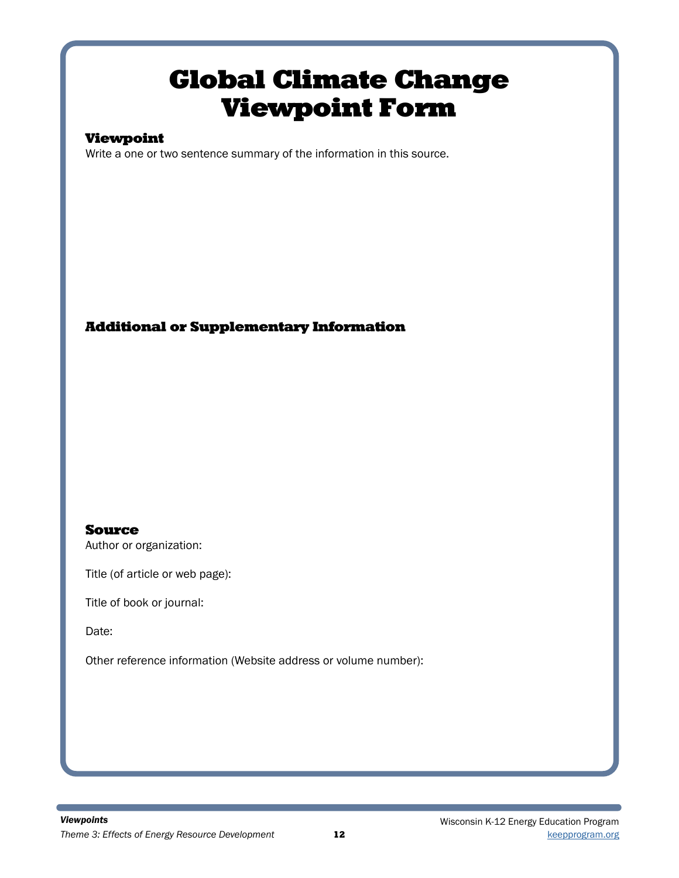# Global Climate Change Viewpoint Form

## Viewpoint

Write a one or two sentence summary of the information in this source.

## Additional or Supplementary Information

## Source

Author or organization:

Title (of article or web page):

Title of book or journal:

Date:

Other reference information (Website address or volume number):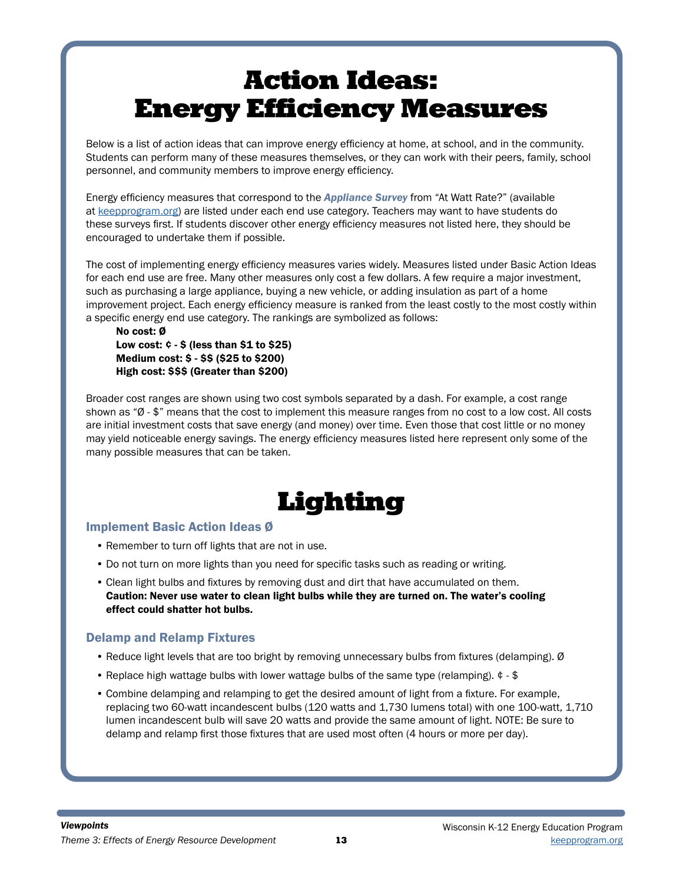# Action Ideas: Energy Efficiency Measures

Below is a list of action ideas that can improve energy efficiency at home, at school, and in the community. Students can perform many of these measures themselves, or they can work with their peers, family, school personnel, and community members to improve energy efficiency.

Energy efficiency measures that correspond to the ***Appliance Survey*** from “At Watt Rate?” (available at keepprogram.org) are listed under each end use category. Teachers may want to have students do these surveys first. If students discover other energy efficiency measures not listed here, they should be encouraged to undertake them if possible.

The cost of implementing energy efficiency measures varies widely. Measures listed under Basic Action Ideas for each end use are free. Many other measures only cost a few dollars. A few require a major investment, such as purchasing a large appliance, buying a new vehicle, or adding insulation as part of a home improvement project. Each energy efficiency measure is ranked from the least costly to the most costly within a specific energy end use category. The rankings are symbolized as follows:

**No cost: Ø**
**Low cost: ¢ - $ (less than $1 to $25)**
**Medium cost: $ - $$ ($25 to $200)**
**High cost: $$$ (Greater than $200)**

Broader cost ranges are shown using two cost symbols separated by a dash. For example, a cost range shown as “Ø - $” means that the cost to implement this measure ranges from no cost to a low cost. All costs are initial investment costs that save energy (and money) over time. Even those that cost little or no money may yield noticeable energy savings. The energy efficiency measures listed here represent only some of the many possible measures that can be taken.

# Lighting

### Implement Basic Action Ideas Ø

- Remember to turn off lights that are not in use.
- Do not turn on more lights than you need for specific tasks such as reading or writing.
- Clean light bulbs and fixtures by removing dust and dirt that have accumulated on them. **Caution: Never use water to clean light bulbs while they are turned on. The water’s cooling effect could shatter hot bulbs.**

### Delamp and Relamp Fixtures

- Reduce light levels that are too bright by removing unnecessary bulbs from fixtures (delamping). Ø
- Replace high wattage bulbs with lower wattage bulbs of the same type (relamping). ¢ - $
- Combine delamping and relamping to get the desired amount of light from a fixture. For example, replacing two 60-watt incandescent bulbs (120 watts and 1,730 lumens total) with one 100-watt, 1,710 lumen incandescent bulb will save 20 watts and provide the same amount of light. NOTE: Be sure to delamp and relamp first those fixtures that are used most often (4 hours or more per day).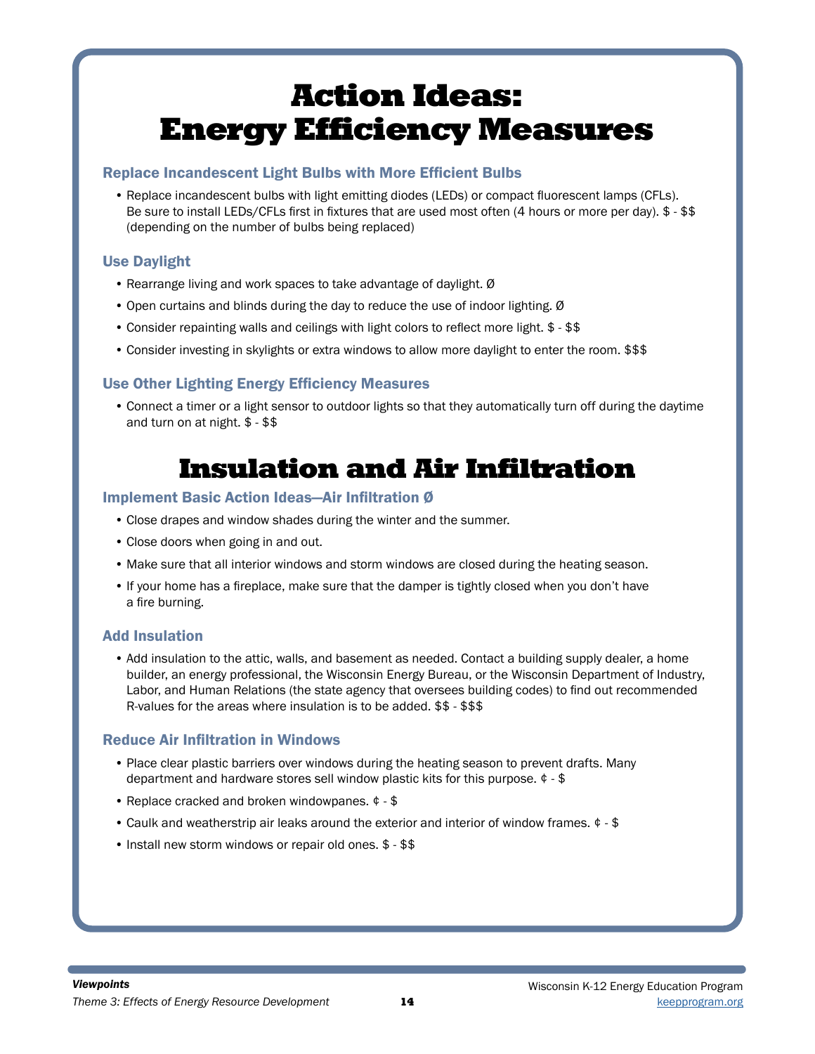# Action Ideas: Energy Efficiency Measures

### Replace Incandescent Light Bulbs with More Efficient Bulbs

- Replace incandescent bulbs with light emitting diodes (LEDs) or compact fluorescent lamps (CFLs). Be sure to install LEDs/CFLs first in fixtures that are used most often (4 hours or more per day). $ - $$ (depending on the number of bulbs being replaced)

### Use Daylight

- Rearrange living and work spaces to take advantage of daylight. Ø
- Open curtains and blinds during the day to reduce the use of indoor lighting. Ø
- Consider repainting walls and ceilings with light colors to reflect more light. $ - $$
- Consider investing in skylights or extra windows to allow more daylight to enter the room. $$$

### Use Other Lighting Energy Efficiency Measures

- Connect a timer or a light sensor to outdoor lights so that they automatically turn off during the daytime and turn on at night. $ - $$

# Insulation and Air Infiltration

### Implement Basic Action Ideas—Air Infiltration Ø

- Close drapes and window shades during the winter and the summer.
- Close doors when going in and out.
- Make sure that all interior windows and storm windows are closed during the heating season.
- If your home has a fireplace, make sure that the damper is tightly closed when you don't have a fire burning.

### Add Insulation

- Add insulation to the attic, walls, and basement as needed. Contact a building supply dealer, a home builder, an energy professional, the Wisconsin Energy Bureau, or the Wisconsin Department of Industry, Labor, and Human Relations (the state agency that oversees building codes) to find out recommended R-values for the areas where insulation is to be added. $$ - $$$

### Reduce Air Infiltration in Windows

- Place clear plastic barriers over windows during the heating season to prevent drafts. Many department and hardware stores sell window plastic kits for this purpose. ¢ - $
- Replace cracked and broken windowpanes. ¢ - $
- Caulk and weatherstrip air leaks around the exterior and interior of window frames. ¢ - $
- Install new storm windows or repair old ones. $ - $$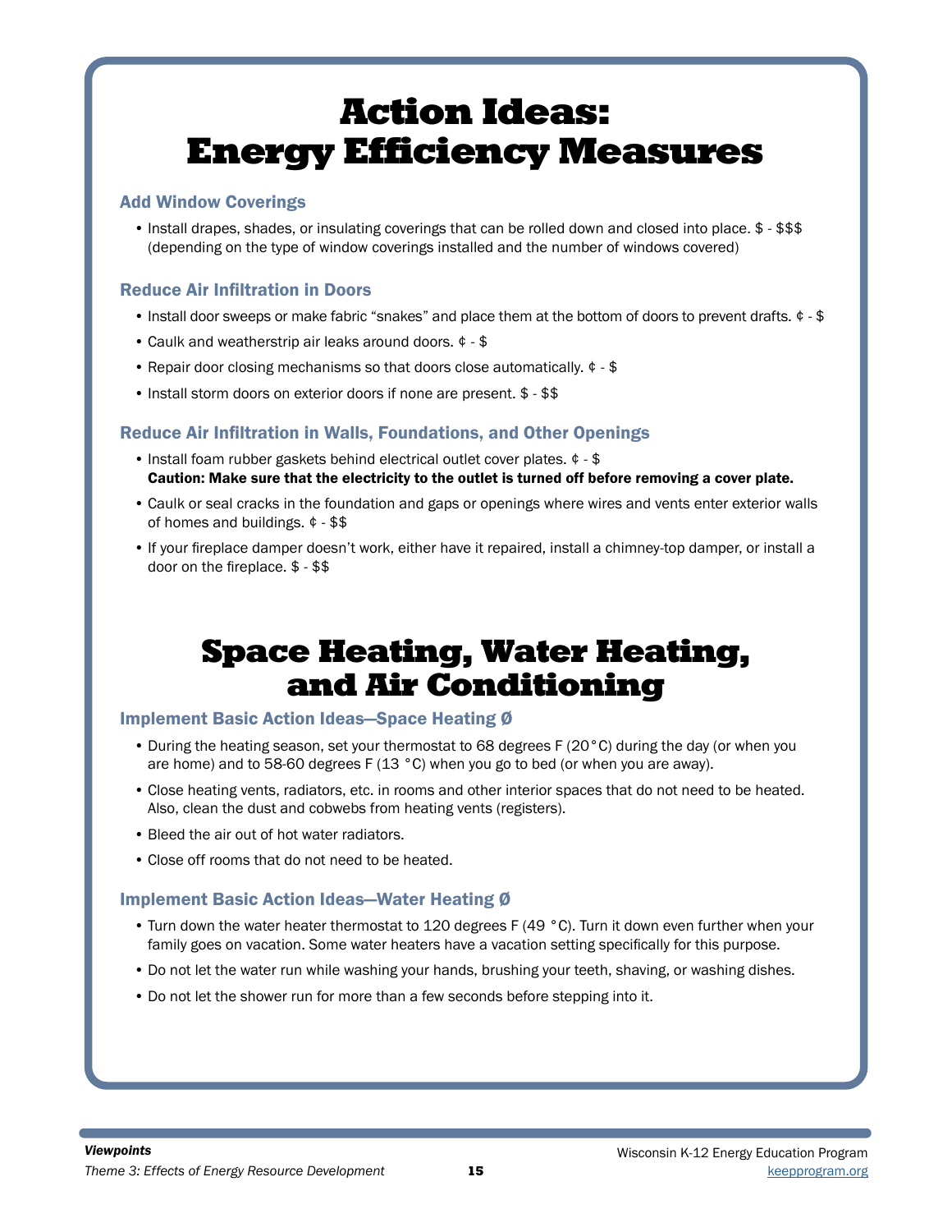# Action Ideas: Energy Efficiency Measures

### Add Window Coverings

- Install drapes, shades, or insulating coverings that can be rolled down and closed into place. $ - $$$ (depending on the type of window coverings installed and the number of windows covered)

### Reduce Air Infiltration in Doors

- Install door sweeps or make fabric "snakes" and place them at the bottom of doors to prevent drafts. ¢ - $
- Caulk and weatherstrip air leaks around doors. ¢ - $
- Repair door closing mechanisms so that doors close automatically. ¢ - $
- Install storm doors on exterior doors if none are present. $ - $$

### Reduce Air Infiltration in Walls, Foundations, and Other Openings

- Install foam rubber gaskets behind electrical outlet cover plates. ¢ - $
  **Caution: Make sure that the electricity to the outlet is turned off before removing a cover plate.**
- Caulk or seal cracks in the foundation and gaps or openings where wires and vents enter exterior walls of homes and buildings. ¢ - $$
- If your fireplace damper doesn't work, either have it repaired, install a chimney-top damper, or install a door on the fireplace. $ - $$

# Space Heating, Water Heating, and Air Conditioning

### Implement Basic Action Ideas—Space Heating Ø

- During the heating season, set your thermostat to 68 degrees F (20°C) during the day (or when you are home) and to 58-60 degrees F (13 °C) when you go to bed (or when you are away).
- Close heating vents, radiators, etc. in rooms and other interior spaces that do not need to be heated. Also, clean the dust and cobwebs from heating vents (registers).
- Bleed the air out of hot water radiators.
- Close off rooms that do not need to be heated.

### Implement Basic Action Ideas—Water Heating Ø

- Turn down the water heater thermostat to 120 degrees F (49 °C). Turn it down even further when your family goes on vacation. Some water heaters have a vacation setting specifically for this purpose.
- Do not let the water run while washing your hands, brushing your teeth, shaving, or washing dishes.
- Do not let the shower run for more than a few seconds before stepping into it.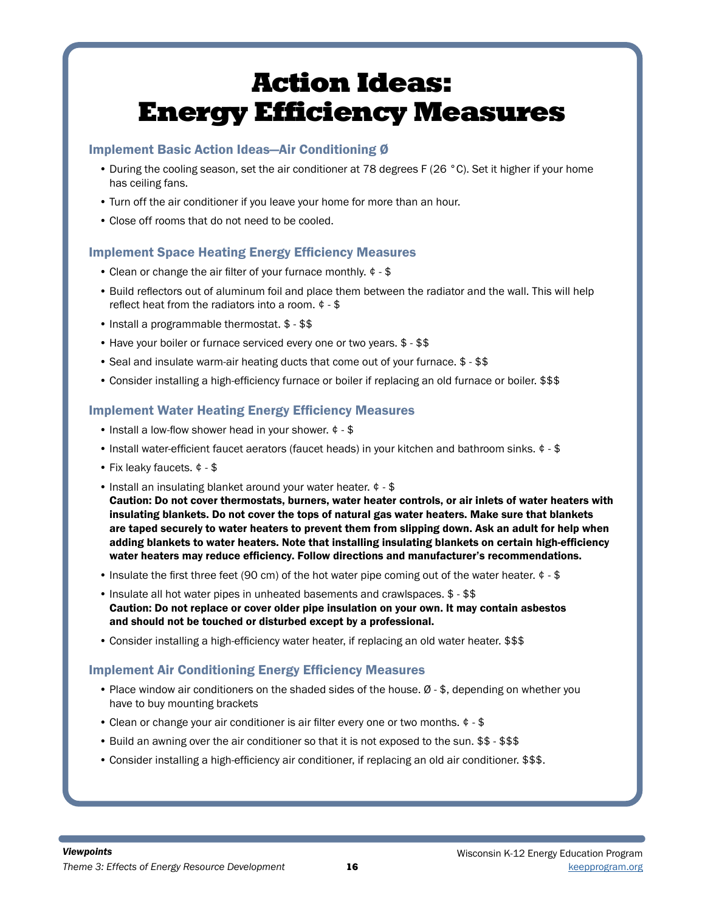# Action Ideas: Energy Efficiency Measures

### Implement Basic Action Ideas—Air Conditioning Ø

- During the cooling season, set the air conditioner at 78 degrees F (26 °C). Set it higher if your home has ceiling fans.
- Turn off the air conditioner if you leave your home for more than an hour.
- Close off rooms that do not need to be cooled.

### Implement Space Heating Energy Efficiency Measures

- Clean or change the air filter of your furnace monthly. ¢ - $
- Build reflectors out of aluminum foil and place them between the radiator and the wall. This will help reflect heat from the radiators into a room. ¢ - $
- Install a programmable thermostat. $ - $$
- Have your boiler or furnace serviced every one or two years. $ - $$
- Seal and insulate warm-air heating ducts that come out of your furnace. $ - $$
- Consider installing a high-efficiency furnace or boiler if replacing an old furnace or boiler. $$$

### Implement Water Heating Energy Efficiency Measures

- Install a low-flow shower head in your shower. ¢ - $
- Install water-efficient faucet aerators (faucet heads) in your kitchen and bathroom sinks. ¢ - $
- Fix leaky faucets. ¢ - $
- Install an insulating blanket around your water heater. ¢ - $
  **Caution: Do not cover thermostats, burners, water heater controls, or air inlets of water heaters with insulating blankets. Do not cover the tops of natural gas water heaters. Make sure that blankets are taped securely to water heaters to prevent them from slipping down. Ask an adult for help when adding blankets to water heaters. Note that installing insulating blankets on certain high-efficiency water heaters may reduce efficiency. Follow directions and manufacturer's recommendations.**
- Insulate the first three feet (90 cm) of the hot water pipe coming out of the water heater. ¢ - $
- Insulate all hot water pipes in unheated basements and crawlspaces. $ - $$
  **Caution: Do not replace or cover older pipe insulation on your own. It may contain asbestos and should not be touched or disturbed except by a professional.**
- Consider installing a high-efficiency water heater, if replacing an old water heater. $$$

### Implement Air Conditioning Energy Efficiency Measures

- Place window air conditioners on the shaded sides of the house. Ø - $, depending on whether you have to buy mounting brackets
- Clean or change your air conditioner is air filter every one or two months. ¢ - $
- Build an awning over the air conditioner so that it is not exposed to the sun. $$ - $$$
- Consider installing a high-efficiency air conditioner, if replacing an old air conditioner. $$$.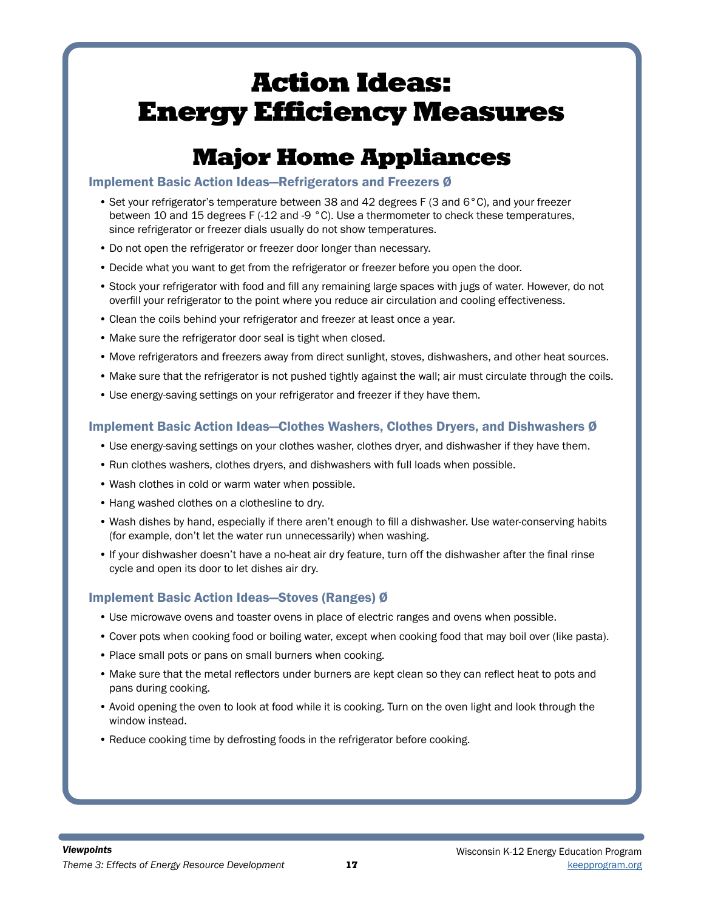# Action Ideas: Energy Efficiency Measures

## Major Home Appliances

### Implement Basic Action Ideas—Refrigerators and Freezers Ø

- Set your refrigerator's temperature between 38 and 42 degrees F (3 and 6°C), and your freezer between 10 and 15 degrees F (-12 and -9 °C). Use a thermometer to check these temperatures, since refrigerator or freezer dials usually do not show temperatures.
- Do not open the refrigerator or freezer door longer than necessary.
- Decide what you want to get from the refrigerator or freezer before you open the door.
- Stock your refrigerator with food and fill any remaining large spaces with jugs of water. However, do not overfill your refrigerator to the point where you reduce air circulation and cooling effectiveness.
- Clean the coils behind your refrigerator and freezer at least once a year.
- Make sure the refrigerator door seal is tight when closed.
- Move refrigerators and freezers away from direct sunlight, stoves, dishwashers, and other heat sources.
- Make sure that the refrigerator is not pushed tightly against the wall; air must circulate through the coils.
- Use energy-saving settings on your refrigerator and freezer if they have them.

### Implement Basic Action Ideas—Clothes Washers, Clothes Dryers, and Dishwashers Ø

- Use energy-saving settings on your clothes washer, clothes dryer, and dishwasher if they have them.
- Run clothes washers, clothes dryers, and dishwashers with full loads when possible.
- Wash clothes in cold or warm water when possible.
- Hang washed clothes on a clothesline to dry.
- Wash dishes by hand, especially if there aren't enough to fill a dishwasher. Use water-conserving habits (for example, don't let the water run unnecessarily) when washing.
- If your dishwasher doesn't have a no-heat air dry feature, turn off the dishwasher after the final rinse cycle and open its door to let dishes air dry.

### Implement Basic Action Ideas—Stoves (Ranges) Ø

- Use microwave ovens and toaster ovens in place of electric ranges and ovens when possible.
- Cover pots when cooking food or boiling water, except when cooking food that may boil over (like pasta).
- Place small pots or pans on small burners when cooking.
- Make sure that the metal reflectors under burners are kept clean so they can reflect heat to pots and pans during cooking.
- Avoid opening the oven to look at food while it is cooking. Turn on the oven light and look through the window instead.
- Reduce cooking time by defrosting foods in the refrigerator before cooking.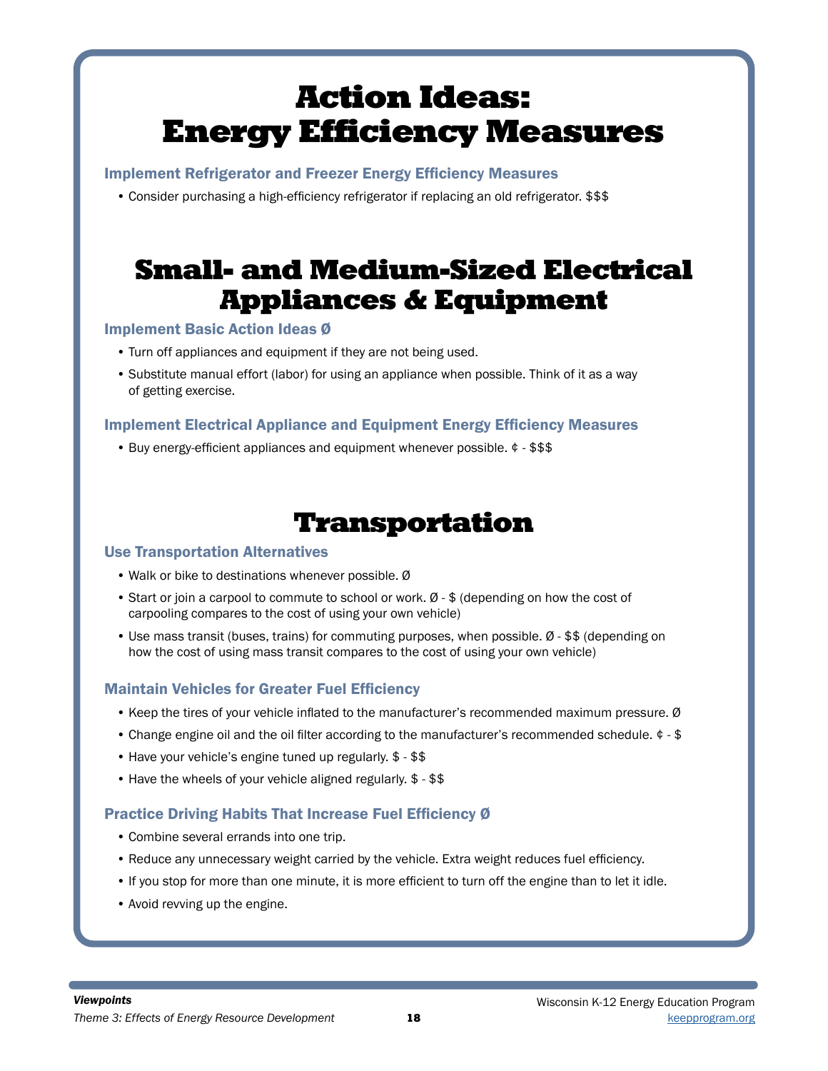# Action Ideas: Energy Efficiency Measures

### Implement Refrigerator and Freezer Energy Efficiency Measures

- Consider purchasing a high-efficiency refrigerator if replacing an old refrigerator. $$$

# Small- and Medium-Sized Electrical Appliances & Equipment

### Implement Basic Action Ideas Ø

- Turn off appliances and equipment if they are not being used.
- Substitute manual effort (labor) for using an appliance when possible. Think of it as a way of getting exercise.

### Implement Electrical Appliance and Equipment Energy Efficiency Measures

- Buy energy-efficient appliances and equipment whenever possible. ¢ - $$$

# Transportation

### Use Transportation Alternatives

- Walk or bike to destinations whenever possible. Ø
- Start or join a carpool to commute to school or work. Ø - $ (depending on how the cost of carpooling compares to the cost of using your own vehicle)
- Use mass transit (buses, trains) for commuting purposes, when possible. Ø - $$ (depending on how the cost of using mass transit compares to the cost of using your own vehicle)

### Maintain Vehicles for Greater Fuel Efficiency

- Keep the tires of your vehicle inflated to the manufacturer's recommended maximum pressure. Ø
- Change engine oil and the oil filter according to the manufacturer's recommended schedule. ¢ - $
- Have your vehicle's engine tuned up regularly. $ - $$
- Have the wheels of your vehicle aligned regularly. $ - $$

### Practice Driving Habits That Increase Fuel Efficiency Ø

- Combine several errands into one trip.
- Reduce any unnecessary weight carried by the vehicle. Extra weight reduces fuel efficiency.
- If you stop for more than one minute, it is more efficient to turn off the engine than to let it idle.
- Avoid revving up the engine.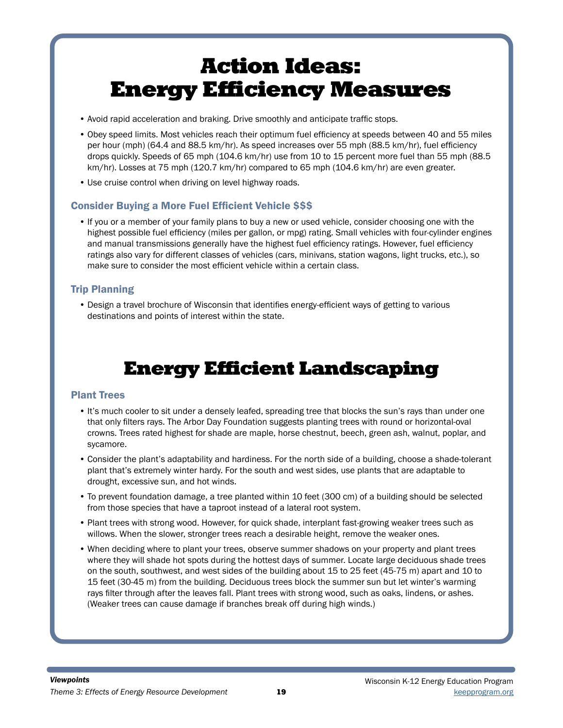# Action Ideas: Energy Efficiency Measures

- Avoid rapid acceleration and braking. Drive smoothly and anticipate traffic stops.
- Obey speed limits. Most vehicles reach their optimum fuel efficiency at speeds between 40 and 55 miles per hour (mph) (64.4 and 88.5 km/hr). As speed increases over 55 mph (88.5 km/hr), fuel efficiency drops quickly. Speeds of 65 mph (104.6 km/hr) use from 10 to 15 percent more fuel than 55 mph (88.5 km/hr). Losses at 75 mph (120.7 km/hr) compared to 65 mph (104.6 km/hr) are even greater.
- Use cruise control when driving on level highway roads.

### Consider Buying a More Fuel Efficient Vehicle $$$

- If you or a member of your family plans to buy a new or used vehicle, consider choosing one with the highest possible fuel efficiency (miles per gallon, or mpg) rating. Small vehicles with four-cylinder engines and manual transmissions generally have the highest fuel efficiency ratings. However, fuel efficiency ratings also vary for different classes of vehicles (cars, minivans, station wagons, light trucks, etc.), so make sure to consider the most efficient vehicle within a certain class.

### Trip Planning

- Design a travel brochure of Wisconsin that identifies energy-efficient ways of getting to various destinations and points of interest within the state.

# Energy Efficient Landscaping

### Plant Trees

- It's much cooler to sit under a densely leafed, spreading tree that blocks the sun's rays than under one that only filters rays. The Arbor Day Foundation suggests planting trees with round or horizontal-oval crowns. Trees rated highest for shade are maple, horse chestnut, beech, green ash, walnut, poplar, and sycamore.
- Consider the plant's adaptability and hardiness. For the north side of a building, choose a shade-tolerant plant that's extremely winter hardy. For the south and west sides, use plants that are adaptable to drought, excessive sun, and hot winds.
- To prevent foundation damage, a tree planted within 10 feet (300 cm) of a building should be selected from those species that have a taproot instead of a lateral root system.
- Plant trees with strong wood. However, for quick shade, interplant fast-growing weaker trees such as willows. When the slower, stronger trees reach a desirable height, remove the weaker ones.
- When deciding where to plant your trees, observe summer shadows on your property and plant trees where they will shade hot spots during the hottest days of summer. Locate large deciduous shade trees on the south, southwest, and west sides of the building about 15 to 25 feet (45-75 m) apart and 10 to 15 feet (30-45 m) from the building. Deciduous trees block the summer sun but let winter's warming rays filter through after the leaves fall. Plant trees with strong wood, such as oaks, lindens, or ashes. (Weaker trees can cause damage if branches break off during high winds.)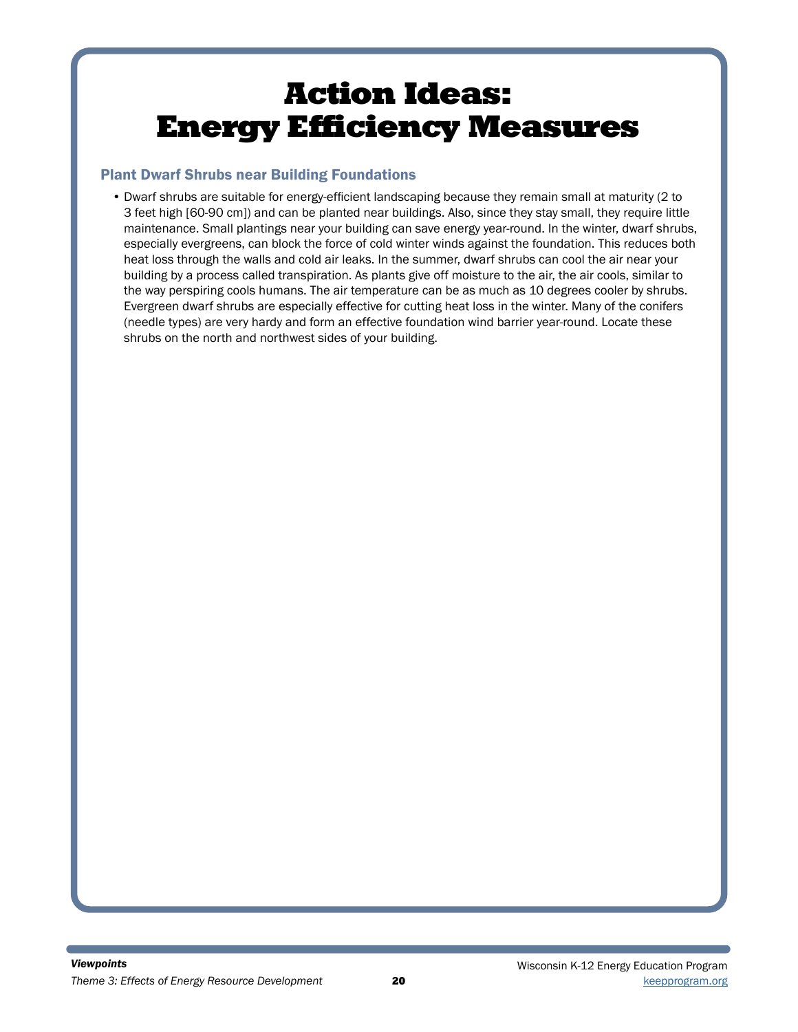# Action Ideas: Energy Efficiency Measures

### Plant Dwarf Shrubs near Building Foundations

- Dwarf shrubs are suitable for energy-efficient landscaping because they remain small at maturity (2 to 3 feet high [60-90 cm]) and can be planted near buildings. Also, since they stay small, they require little maintenance. Small plantings near your building can save energy year-round. In the winter, dwarf shrubs, especially evergreens, can block the force of cold winter winds against the foundation. This reduces both heat loss through the walls and cold air leaks. In the summer, dwarf shrubs can cool the air near your building by a process called transpiration. As plants give off moisture to the air, the air cools, similar to the way perspiring cools humans. The air temperature can be as much as 10 degrees cooler by shrubs. Evergreen dwarf shrubs are especially effective for cutting heat loss in the winter. Many of the conifers (needle types) are very hardy and form an effective foundation wind barrier year-round. Locate these shrubs on the north and northwest sides of your building.